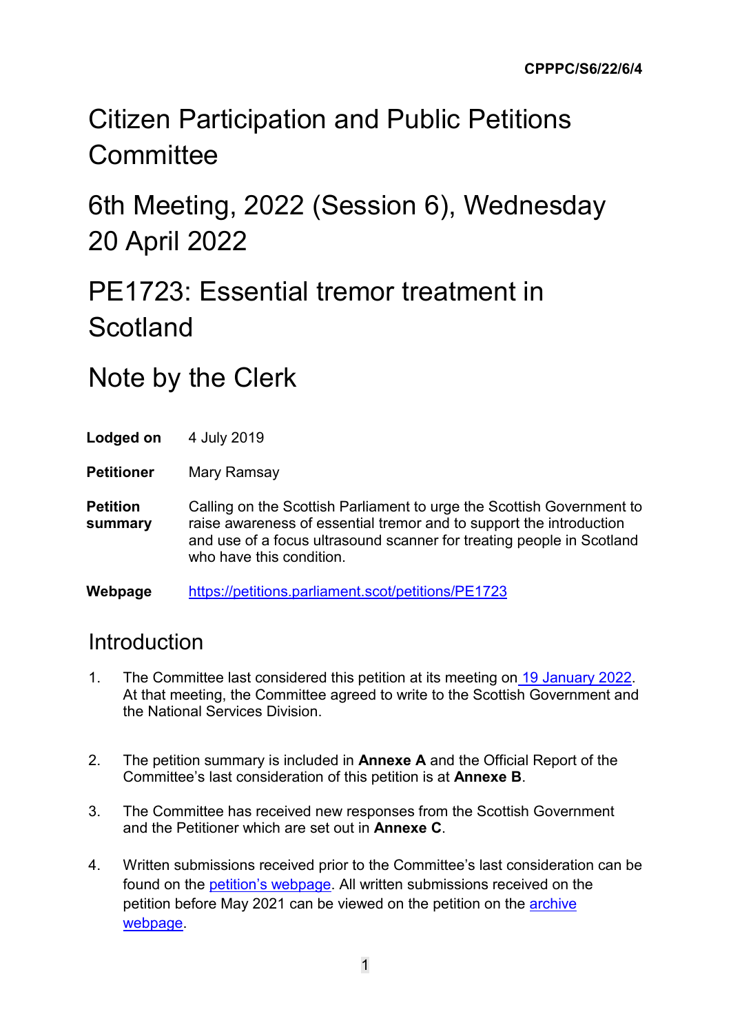CPPPC/S6/22/6/4

# Citizen Participation and Public Petitions Committee

# 6th Meeting, 2022 (Session 6), Wednesday 20 April 2022

# PE1723: Essential tremor treatment in Scotland

# Note by the Clerk

| | |
|---|---|
| **Lodged on** | 4 July 2019 |
| **Petitioner** | Mary Ramsay |
| **Petition summary** | Calling on the Scottish Parliament to urge the Scottish Government to raise awareness of essential tremor and to support the introduction and use of a focus ultrasound scanner for treating people in Scotland who have this condition. |
| **Webpage** | [https://petitions.parliament.scot/petitions/PE1723](https://petitions.parliament.scot/petitions/PE1723) |

## Introduction

1. The Committee last considered this petition at its meeting on [19 January 2022](). At that meeting, the Committee agreed to write to the Scottish Government and the National Services Division.

2. The petition summary is included in **Annexe A** and the Official Report of the Committee's last consideration of this petition is at **Annexe B**.

3. The Committee has received new responses from the Scottish Government and the Petitioner which are set out in **Annexe C**.

4. Written submissions received prior to the Committee's last consideration can be found on the [petition's webpage](). All written submissions received on the petition before May 2021 can be viewed on the petition on the [archive webpage]().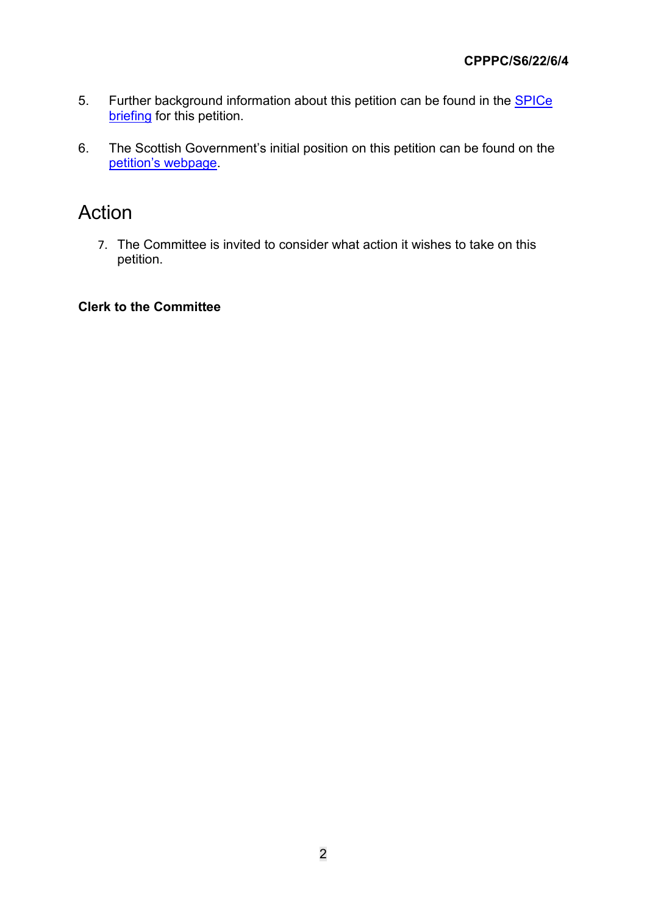5. Further background information about this petition can be found in the SPICe briefing for this petition.

6. The Scottish Government's initial position on this petition can be found on the petition's webpage.

## Action

7. The Committee is invited to consider what action it wishes to take on this petition.

**Clerk to the Committee**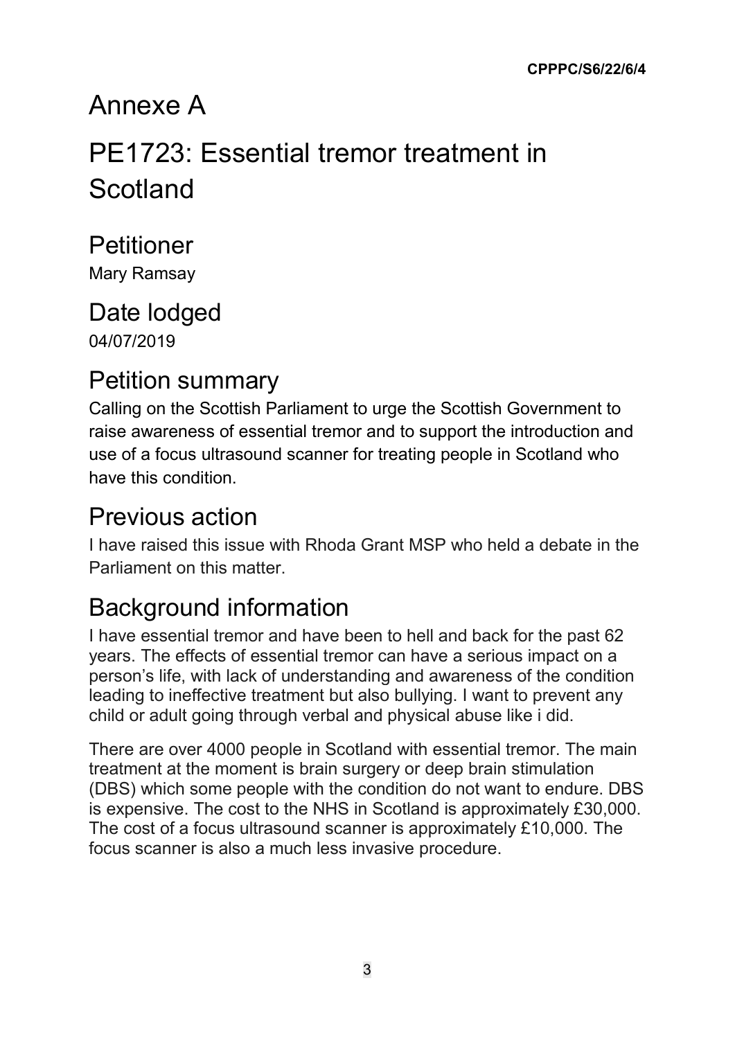# Annexe A

# PE1723: Essential tremor treatment in Scotland

## Petitioner

Mary Ramsay

## Date lodged

04/07/2019

## Petition summary

Calling on the Scottish Parliament to urge the Scottish Government to raise awareness of essential tremor and to support the introduction and use of a focus ultrasound scanner for treating people in Scotland who have this condition.

## Previous action

I have raised this issue with Rhoda Grant MSP who held a debate in the Parliament on this matter.

## Background information

I have essential tremor and have been to hell and back for the past 62 years. The effects of essential tremor can have a serious impact on a person's life, with lack of understanding and awareness of the condition leading to ineffective treatment but also bullying. I want to prevent any child or adult going through verbal and physical abuse like i did.

There are over 4000 people in Scotland with essential tremor. The main treatment at the moment is brain surgery or deep brain stimulation (DBS) which some people with the condition do not want to endure. DBS is expensive. The cost to the NHS in Scotland is approximately £30,000. The cost of a focus ultrasound scanner is approximately £10,000. The focus scanner is also a much less invasive procedure.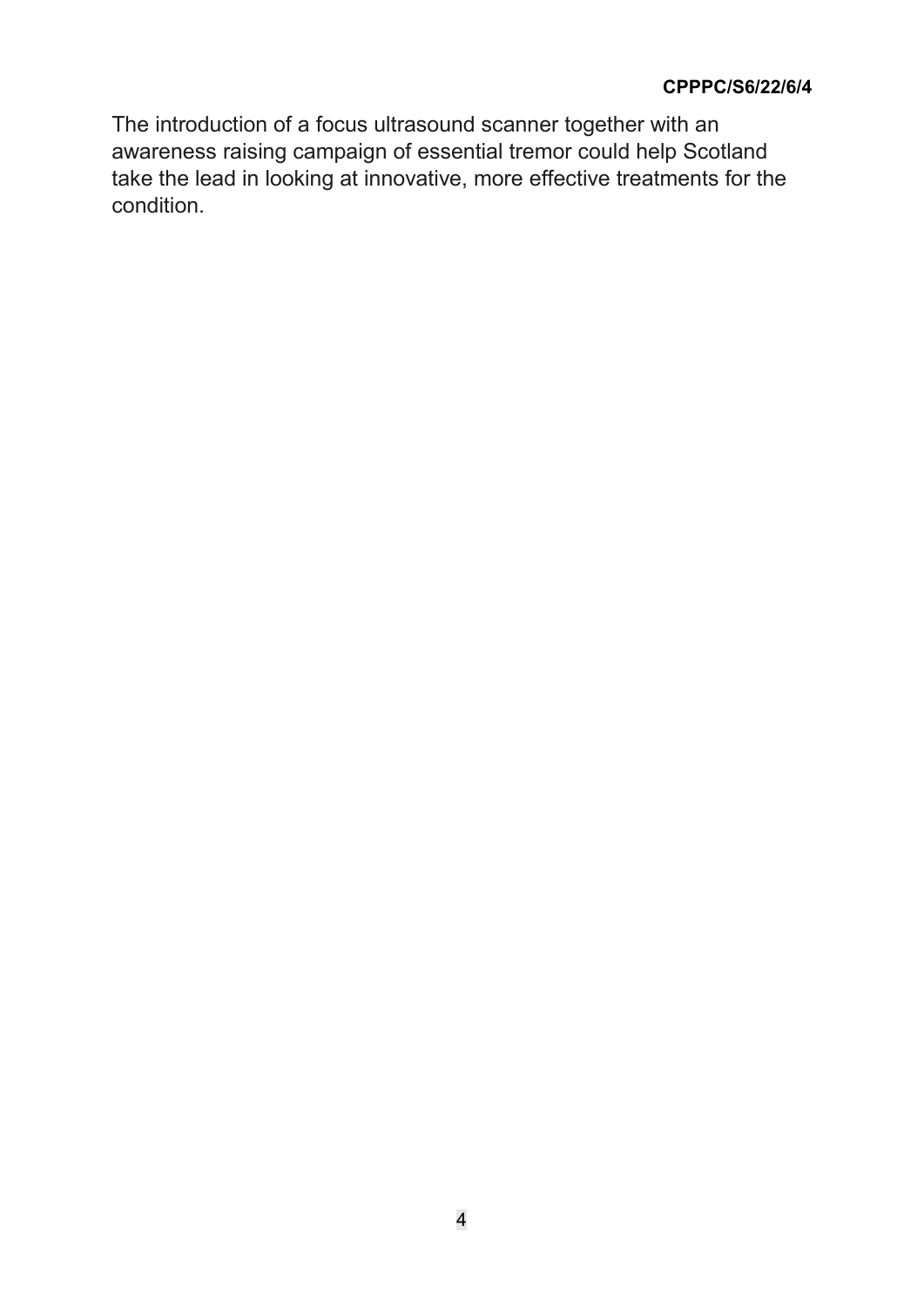The introduction of a focus ultrasound scanner together with an awareness raising campaign of essential tremor could help Scotland take the lead in looking at innovative, more effective treatments for the condition.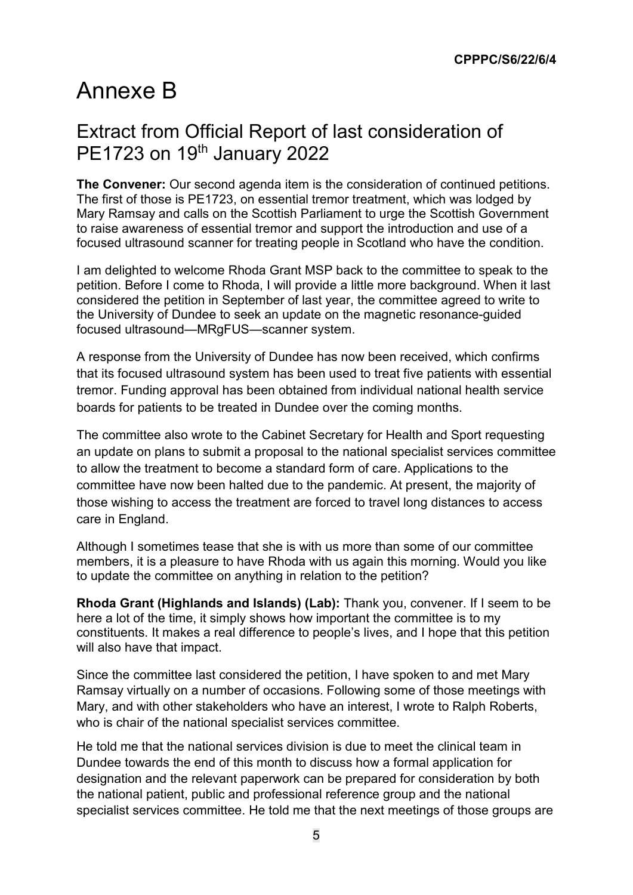# Annexe B

## Extract from Official Report of last consideration of PE1723 on 19th January 2022

**The Convener:** Our second agenda item is the consideration of continued petitions. The first of those is PE1723, on essential tremor treatment, which was lodged by Mary Ramsay and calls on the Scottish Parliament to urge the Scottish Government to raise awareness of essential tremor and support the introduction and use of a focused ultrasound scanner for treating people in Scotland who have the condition.

I am delighted to welcome Rhoda Grant MSP back to the committee to speak to the petition. Before I come to Rhoda, I will provide a little more background. When it last considered the petition in September of last year, the committee agreed to write to the University of Dundee to seek an update on the magnetic resonance-guided focused ultrasound—MRgFUS—scanner system.

A response from the University of Dundee has now been received, which confirms that its focused ultrasound system has been used to treat five patients with essential tremor. Funding approval has been obtained from individual national health service boards for patients to be treated in Dundee over the coming months.

The committee also wrote to the Cabinet Secretary for Health and Sport requesting an update on plans to submit a proposal to the national specialist services committee to allow the treatment to become a standard form of care. Applications to the committee have now been halted due to the pandemic. At present, the majority of those wishing to access the treatment are forced to travel long distances to access care in England.

Although I sometimes tease that she is with us more than some of our committee members, it is a pleasure to have Rhoda with us again this morning. Would you like to update the committee on anything in relation to the petition?

**Rhoda Grant (Highlands and Islands) (Lab):** Thank you, convener. If I seem to be here a lot of the time, it simply shows how important the committee is to my constituents. It makes a real difference to people's lives, and I hope that this petition will also have that impact.

Since the committee last considered the petition, I have spoken to and met Mary Ramsay virtually on a number of occasions. Following some of those meetings with Mary, and with other stakeholders who have an interest, I wrote to Ralph Roberts, who is chair of the national specialist services committee.

He told me that the national services division is due to meet the clinical team in Dundee towards the end of this month to discuss how a formal application for designation and the relevant paperwork can be prepared for consideration by both the national patient, public and professional reference group and the national specialist services committee. He told me that the next meetings of those groups are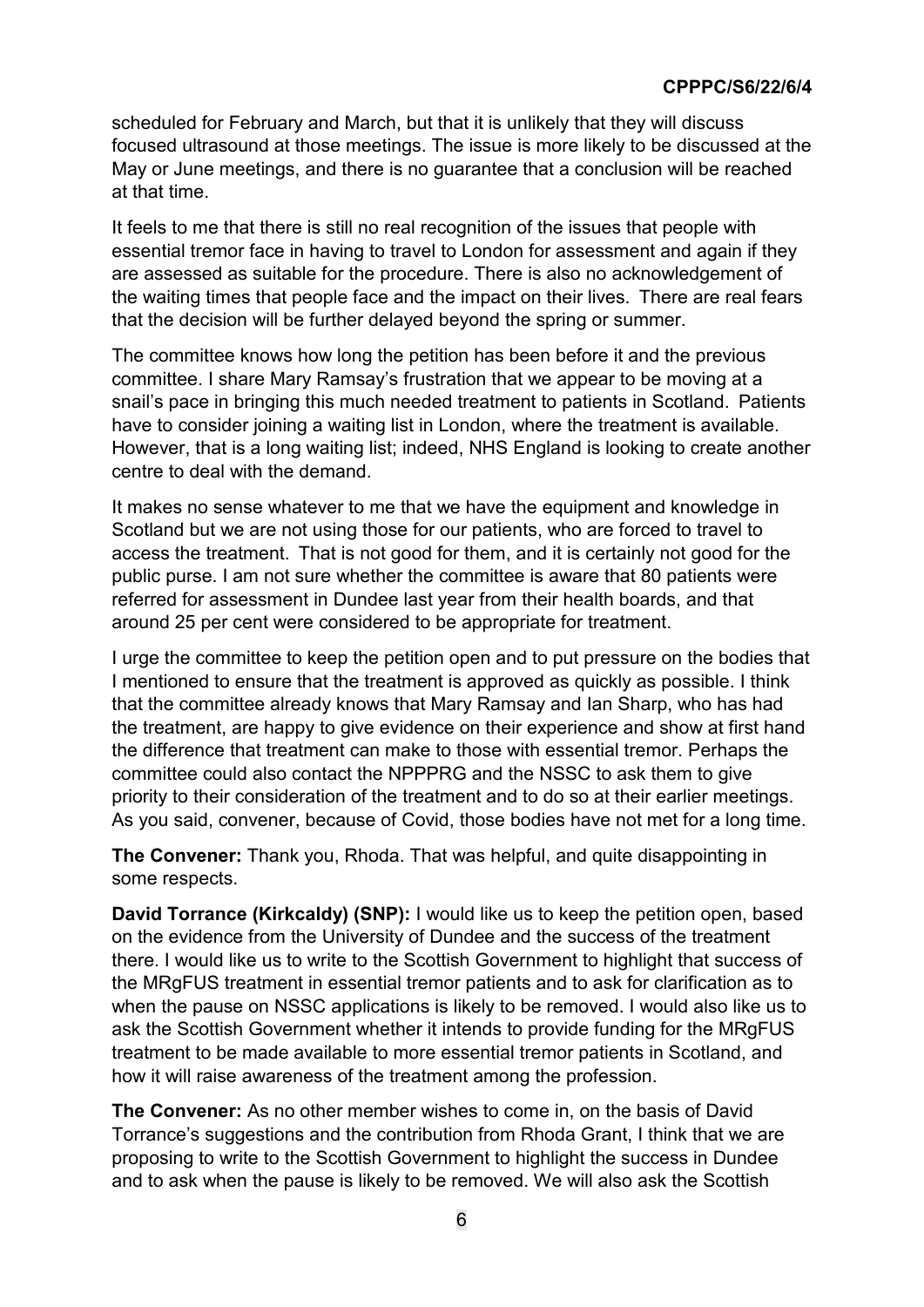scheduled for February and March, but that it is unlikely that they will discuss focused ultrasound at those meetings. The issue is more likely to be discussed at the May or June meetings, and there is no guarantee that a conclusion will be reached at that time.

It feels to me that there is still no real recognition of the issues that people with essential tremor face in having to travel to London for assessment and again if they are assessed as suitable for the procedure. There is also no acknowledgement of the waiting times that people face and the impact on their lives. There are real fears that the decision will be further delayed beyond the spring or summer.

The committee knows how long the petition has been before it and the previous committee. I share Mary Ramsay's frustration that we appear to be moving at a snail's pace in bringing this much needed treatment to patients in Scotland. Patients have to consider joining a waiting list in London, where the treatment is available. However, that is a long waiting list; indeed, NHS England is looking to create another centre to deal with the demand.

It makes no sense whatever to me that we have the equipment and knowledge in Scotland but we are not using those for our patients, who are forced to travel to access the treatment. That is not good for them, and it is certainly not good for the public purse. I am not sure whether the committee is aware that 80 patients were referred for assessment in Dundee last year from their health boards, and that around 25 per cent were considered to be appropriate for treatment.

I urge the committee to keep the petition open and to put pressure on the bodies that I mentioned to ensure that the treatment is approved as quickly as possible. I think that the committee already knows that Mary Ramsay and Ian Sharp, who has had the treatment, are happy to give evidence on their experience and show at first hand the difference that treatment can make to those with essential tremor. Perhaps the committee could also contact the NPPPRG and the NSSC to ask them to give priority to their consideration of the treatment and to do so at their earlier meetings. As you said, convener, because of Covid, those bodies have not met for a long time.

**The Convener:** Thank you, Rhoda. That was helpful, and quite disappointing in some respects.

**David Torrance (Kirkcaldy) (SNP):** I would like us to keep the petition open, based on the evidence from the University of Dundee and the success of the treatment there. I would like us to write to the Scottish Government to highlight that success of the MRgFUS treatment in essential tremor patients and to ask for clarification as to when the pause on NSSC applications is likely to be removed. I would also like us to ask the Scottish Government whether it intends to provide funding for the MRgFUS treatment to be made available to more essential tremor patients in Scotland, and how it will raise awareness of the treatment among the profession.

**The Convener:** As no other member wishes to come in, on the basis of David Torrance's suggestions and the contribution from Rhoda Grant, I think that we are proposing to write to the Scottish Government to highlight the success in Dundee and to ask when the pause is likely to be removed. We will also ask the Scottish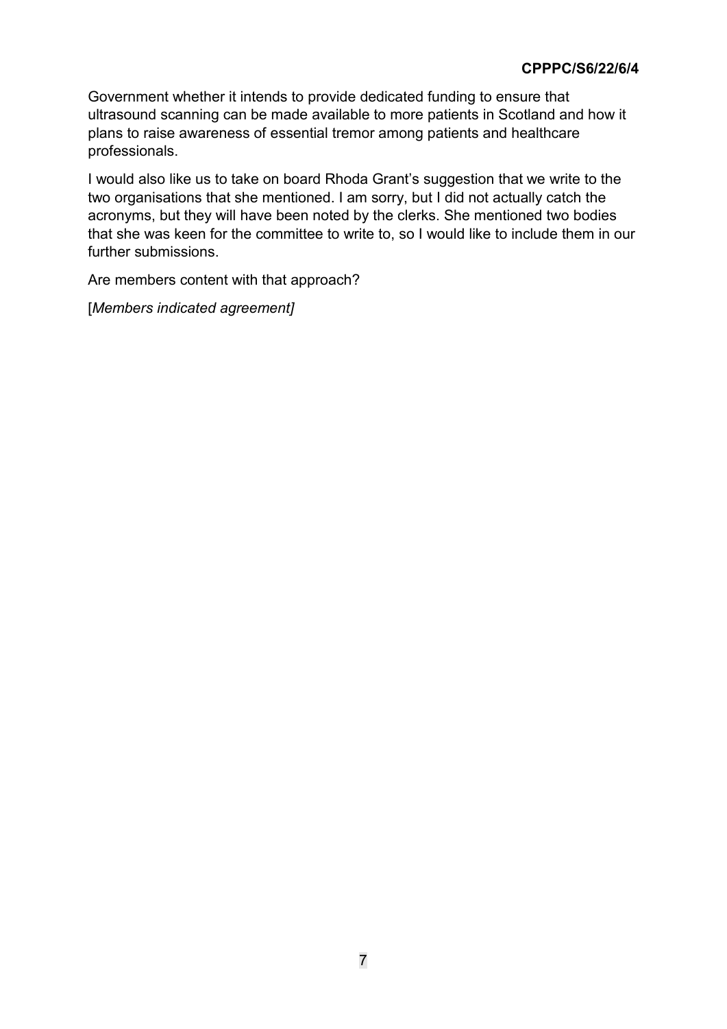Government whether it intends to provide dedicated funding to ensure that ultrasound scanning can be made available to more patients in Scotland and how it plans to raise awareness of essential tremor among patients and healthcare professionals.

I would also like us to take on board Rhoda Grant's suggestion that we write to the two organisations that she mentioned. I am sorry, but I did not actually catch the acronyms, but they will have been noted by the clerks. She mentioned two bodies that she was keen for the committee to write to, so I would like to include them in our further submissions.

Are members content with that approach?

[*Members indicated agreement]*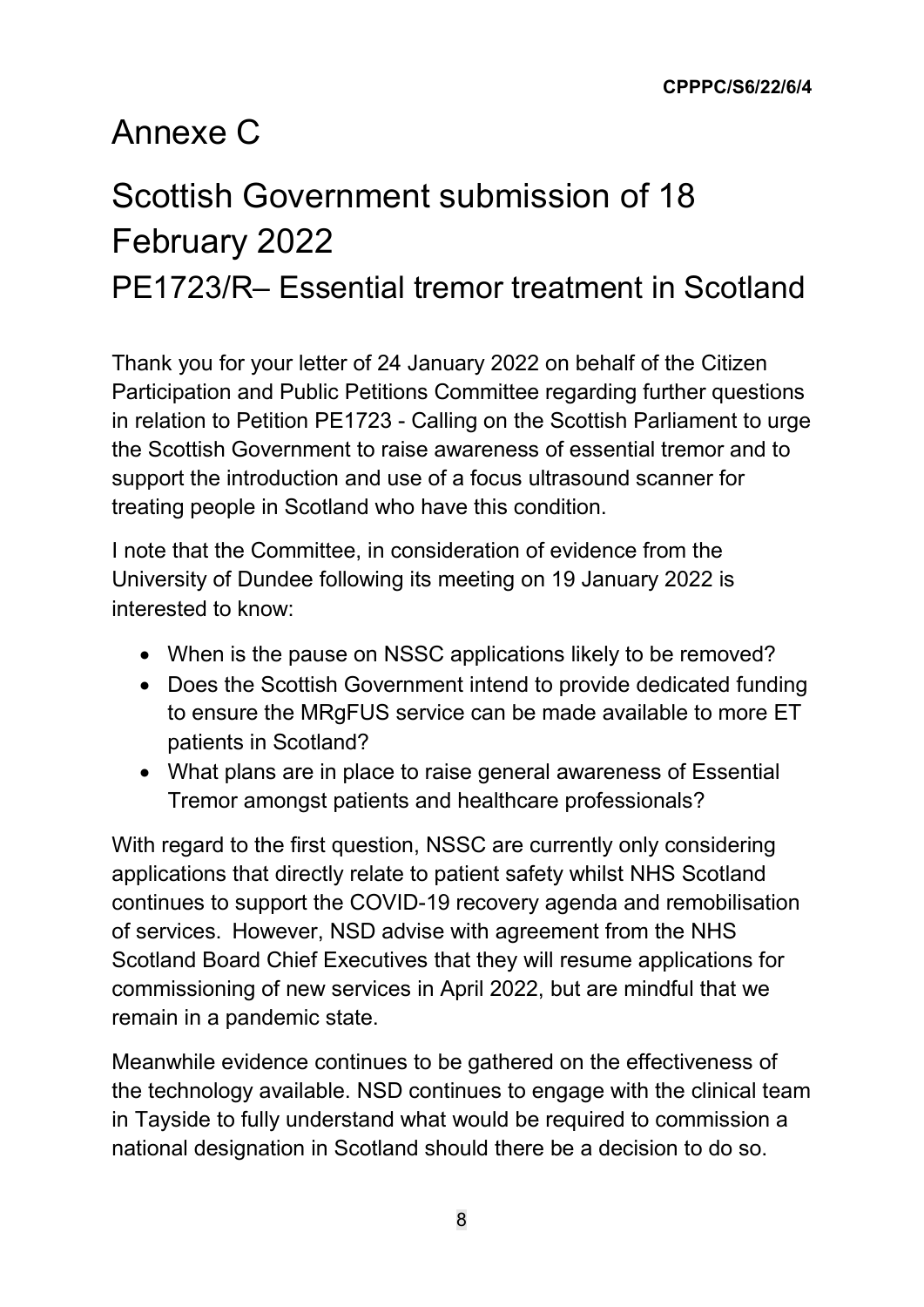CPPPC/S6/22/6/4

# Annexe C

# Scottish Government submission of 18 February 2022

## PE1723/R– Essential tremor treatment in Scotland

Thank you for your letter of 24 January 2022 on behalf of the Citizen Participation and Public Petitions Committee regarding further questions in relation to Petition PE1723 - Calling on the Scottish Parliament to urge the Scottish Government to raise awareness of essential tremor and to support the introduction and use of a focus ultrasound scanner for treating people in Scotland who have this condition.

I note that the Committee, in consideration of evidence from the University of Dundee following its meeting on 19 January 2022 is interested to know:

- When is the pause on NSSC applications likely to be removed?
- Does the Scottish Government intend to provide dedicated funding to ensure the MRgFUS service can be made available to more ET patients in Scotland?
- What plans are in place to raise general awareness of Essential Tremor amongst patients and healthcare professionals?

With regard to the first question, NSSC are currently only considering applications that directly relate to patient safety whilst NHS Scotland continues to support the COVID-19 recovery agenda and remobilisation of services. However, NSD advise with agreement from the NHS Scotland Board Chief Executives that they will resume applications for commissioning of new services in April 2022, but are mindful that we remain in a pandemic state.

Meanwhile evidence continues to be gathered on the effectiveness of the technology available. NSD continues to engage with the clinical team in Tayside to fully understand what would be required to commission a national designation in Scotland should there be a decision to do so.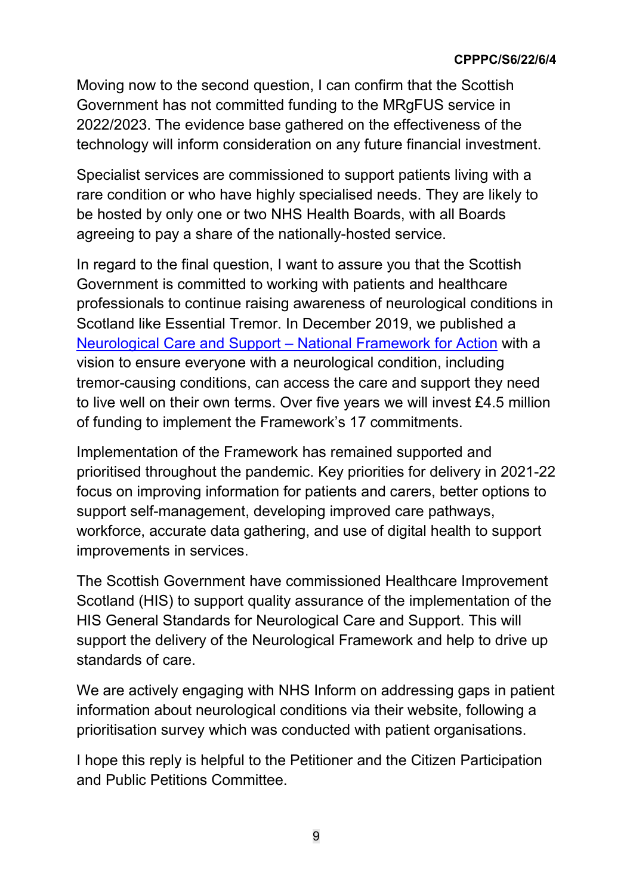Moving now to the second question, I can confirm that the Scottish Government has not committed funding to the MRgFUS service in 2022/2023. The evidence base gathered on the effectiveness of the technology will inform consideration on any future financial investment.

Specialist services are commissioned to support patients living with a rare condition or who have highly specialised needs. They are likely to be hosted by only one or two NHS Health Boards, with all Boards agreeing to pay a share of the nationally-hosted service.

In regard to the final question, I want to assure you that the Scottish Government is committed to working with patients and healthcare professionals to continue raising awareness of neurological conditions in Scotland like Essential Tremor. In December 2019, we published a Neurological Care and Support – National Framework for Action with a vision to ensure everyone with a neurological condition, including tremor-causing conditions, can access the care and support they need to live well on their own terms. Over five years we will invest £4.5 million of funding to implement the Framework's 17 commitments.

Implementation of the Framework has remained supported and prioritised throughout the pandemic. Key priorities for delivery in 2021-22 focus on improving information for patients and carers, better options to support self-management, developing improved care pathways, workforce, accurate data gathering, and use of digital health to support improvements in services.

The Scottish Government have commissioned Healthcare Improvement Scotland (HIS) to support quality assurance of the implementation of the HIS General Standards for Neurological Care and Support. This will support the delivery of the Neurological Framework and help to drive up standards of care.

We are actively engaging with NHS Inform on addressing gaps in patient information about neurological conditions via their website, following a prioritisation survey which was conducted with patient organisations.

I hope this reply is helpful to the Petitioner and the Citizen Participation and Public Petitions Committee.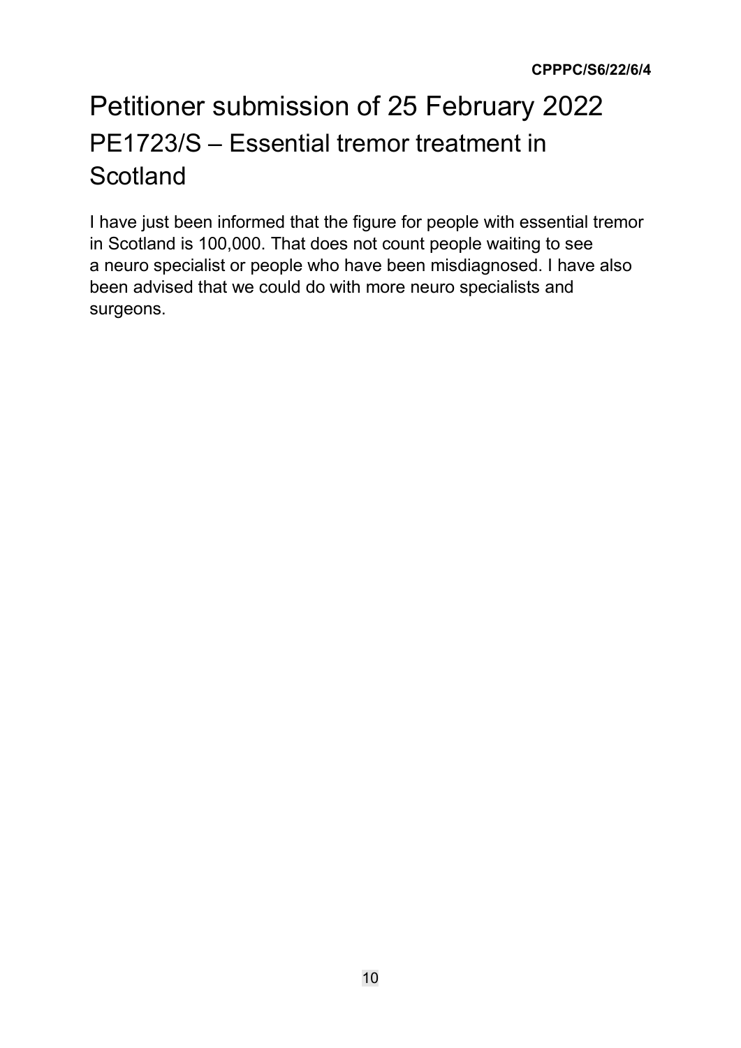# Petitioner submission of 25 February 2022

## PE1723/S – Essential tremor treatment in Scotland

I have just been informed that the figure for people with essential tremor in Scotland is 100,000. That does not count people waiting to see a neuro specialist or people who have been misdiagnosed. I have also been advised that we could do with more neuro specialists and surgeons.